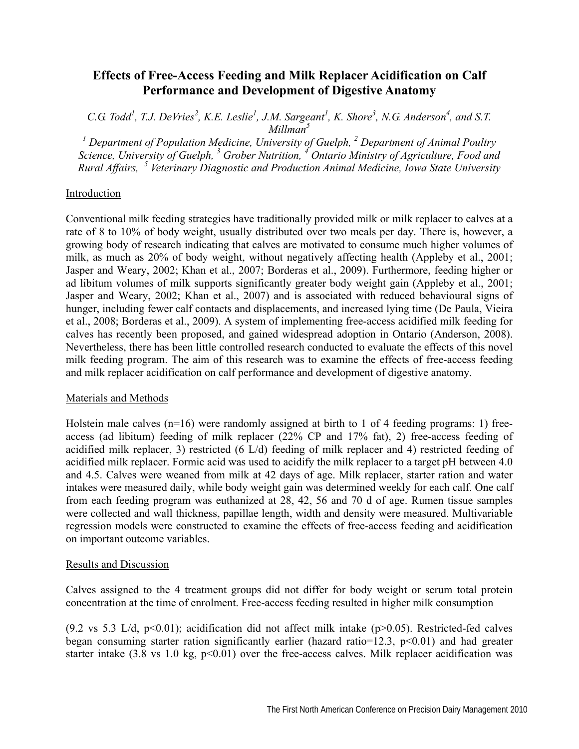# Effects of Free-Access Feeding and Milk Replacer Acidification on Calf Performance and Development of Digestive Anatomy

*C.G. Todd[1], T.J. DeVries[2], K.E. Leslie[1], J.M. Sargeant[1], K. Shore[3], N.G. Anderson[4], and S.T. Millman[5]*

*[1] Department of Population Medicine, University of Guelph, [2] Department of Animal Poultry Science, University of Guelph, [3] Grober Nutrition, [4] Ontario Ministry of Agriculture, Food and Rural Affairs, [5] Veterinary Diagnostic and Production Animal Medicine, Iowa State University*

## Introduction

Conventional milk feeding strategies have traditionally provided milk or milk replacer to calves at a rate of 8 to 10% of body weight, usually distributed over two meals per day. There is, however, a growing body of research indicating that calves are motivated to consume much higher volumes of milk, as much as 20% of body weight, without negatively affecting health (Appleby et al., 2001; Jasper and Weary, 2002; Khan et al., 2007; Borderas et al., 2009). Furthermore, feeding higher or ad libitum volumes of milk supports significantly greater body weight gain (Appleby et al., 2001; Jasper and Weary, 2002; Khan et al., 2007) and is associated with reduced behavioural signs of hunger, including fewer calf contacts and displacements, and increased lying time (De Paula, Vieira et al., 2008; Borderas et al., 2009). A system of implementing free-access acidified milk feeding for calves has recently been proposed, and gained widespread adoption in Ontario (Anderson, 2008). Nevertheless, there has been little controlled research conducted to evaluate the effects of this novel milk feeding program. The aim of this research was to examine the effects of free-access feeding and milk replacer acidification on calf performance and development of digestive anatomy.

## Materials and Methods

Holstein male calves (n=16) were randomly assigned at birth to 1 of 4 feeding programs: 1) free-access (ad libitum) feeding of milk replacer (22% CP and 17% fat), 2) free-access feeding of acidified milk replacer, 3) restricted (6 L/d) feeding of milk replacer and 4) restricted feeding of acidified milk replacer. Formic acid was used to acidify the milk replacer to a target pH between 4.0 and 4.5. Calves were weaned from milk at 42 days of age. Milk replacer, starter ration and water intakes were measured daily, while body weight gain was determined weekly for each calf. One calf from each feeding program was euthanized at 28, 42, 56 and 70 d of age. Rumen tissue samples were collected and wall thickness, papillae length, width and density were measured. Multivariable regression models were constructed to examine the effects of free-access feeding and acidification on important outcome variables.

## Results and Discussion

Calves assigned to the 4 treatment groups did not differ for body weight or serum total protein concentration at the time of enrolment. Free-access feeding resulted in higher milk consumption

(9.2 vs 5.3 L/d, $p<0.01$); acidification did not affect milk intake ($p>0.05$). Restricted-fed calves began consuming starter ration significantly earlier (hazard ratio=12.3, $p<0.01$) and had greater starter intake (3.8 vs 1.0 kg, $p<0.01$) over the free-access calves. Milk replacer acidification was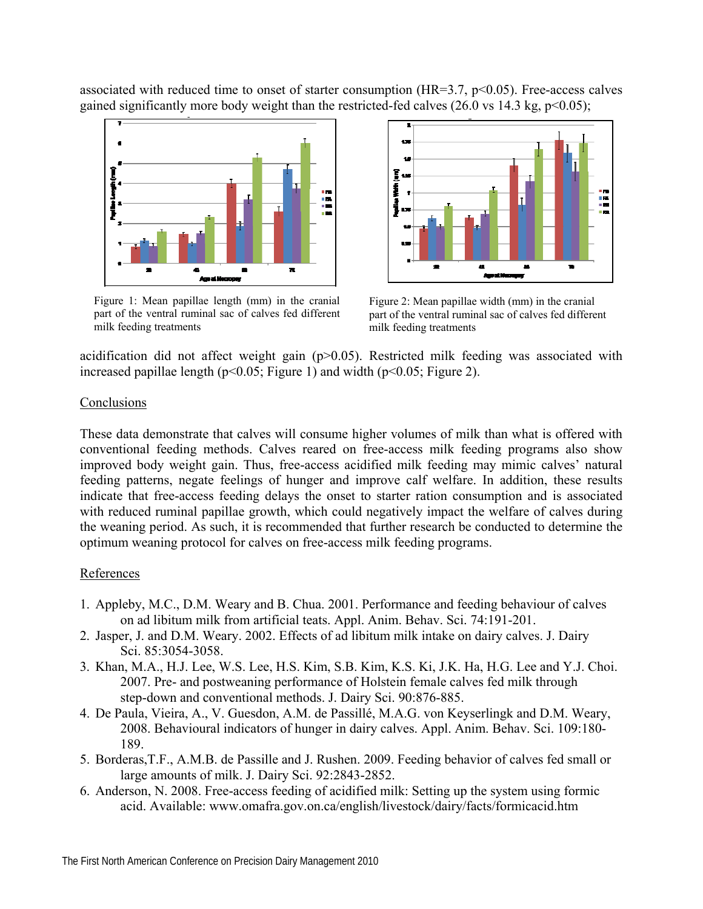associated with reduced time to onset of starter consumption (HR=3.7, $p<0.05$). Free-access calves gained significantly more body weight than the restricted-fed calves (26.0 vs 14.3 kg, $p<0.05$);

7
6
5
4
3
2
1
0
Papillae Length (mm)
28
42
56
70
Age at Necropsy
FB
FA
RB
RA

Figure 1: Mean papillae length (mm) in the cranial part of the ventral ruminal sac of calves fed different milk feeding treatments

2
1.75
1.5
1.25
1
0.75
0.5
0.25
0
Papillae Width (mm)
28
42
56
70
Age at Necropsy
FB
FA
RB
RA

Figure 2: Mean papillae width (mm) in the cranial part of the ventral ruminal sac of calves fed different milk feeding treatments

acidification did not affect weight gain ($p>0.05$). Restricted milk feeding was associated with increased papillae length ($p<0.05$; Figure 1) and width ($p<0.05$; Figure 2).

## Conclusions

These data demonstrate that calves will consume higher volumes of milk than what is offered with conventional feeding methods. Calves reared on free-access milk feeding programs also show improved body weight gain. Thus, free-access acidified milk feeding may mimic calves' natural feeding patterns, negate feelings of hunger and improve calf welfare. In addition, these results indicate that free-access feeding delays the onset to starter ration consumption and is associated with reduced ruminal papillae growth, which could negatively impact the welfare of calves during the weaning period. As such, it is recommended that further research be conducted to determine the optimum weaning protocol for calves on free-access milk feeding programs.

## References

1. Appleby, M.C., D.M. Weary and B. Chua. 2001. Performance and feeding behaviour of calves on ad libitum milk from artificial teats. Appl. Anim. Behav. Sci. 74:191-201.
2. Jasper, J. and D.M. Weary. 2002. Effects of ad libitum milk intake on dairy calves. J. Dairy Sci. 85:3054-3058.
3. Khan, M.A., H.J. Lee, W.S. Lee, H.S. Kim, S.B. Kim, K.S. Ki, J.K. Ha, H.G. Lee and Y.J. Choi. 2007. Pre- and postweaning performance of Holstein female calves fed milk through step-down and conventional methods. J. Dairy Sci. 90:876-885.
4. De Paula, Vieira, A., V. Guesdon, A.M. de Passillé, M.A.G. von Keyserlingk and D.M. Weary, 2008. Behavioural indicators of hunger in dairy calves. Appl. Anim. Behav. Sci. 109:180-189.
5. Borderas,T.F., A.M.B. de Passille and J. Rushen. 2009. Feeding behavior of calves fed small or large amounts of milk. J. Dairy Sci. 92:2843-2852.
6. Anderson, N. 2008. Free-access feeding of acidified milk: Setting up the system using formic acid. Available: www.omafra.gov.on.ca/english/livestock/dairy/facts/formicacid.htm